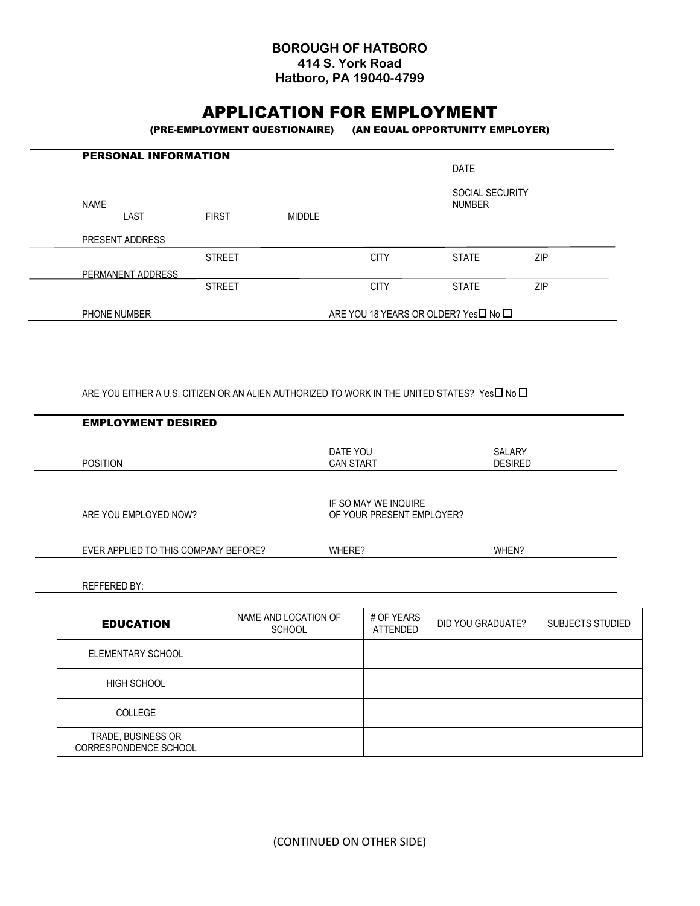**BOROUGH OF HATBORO**
**414 S. York Road**
**Hatboro, PA 19040-4799**

# APPLICATION FOR EMPLOYMENT

**(PRE-EMPLOYMENT QUESTIONAIRE) (AN EQUAL OPPORTUNITY EMPLOYER)**

## PERSONAL INFORMATION

DATE

NAME | SOCIAL SECURITY NUMBER

LAST FIRST MIDDLE

PRESENT ADDRESS

STREET CITY STATE ZIP

PERMANENT ADDRESS

STREET CITY STATE ZIP

PHONE NUMBER ARE YOU 18 YEARS OR OLDER? Yes☐ No ☐

ARE YOU EITHER A U.S. CITIZEN OR AN ALIEN AUTHORIZED TO WORK IN THE UNITED STATES? Yes☐ No ☐

## EMPLOYMENT DESIRED

POSITION DATE YOU CAN START SALARY DESIRED

ARE YOU EMPLOYED NOW? IF SO MAY WE INQUIRE OF YOUR PRESENT EMPLOYER?

EVER APPLIED TO THIS COMPANY BEFORE? WHERE? WHEN?

REFFERED BY:

| EDUCATION | NAME AND LOCATION OF SCHOOL | # OF YEARS ATTENDED | DID YOU GRADUATE? | SUBJECTS STUDIED |
|---|---|---|---|---|
| ELEMENTARY SCHOOL | | | | |
| HIGH SCHOOL | | | | |
| COLLEGE | | | | |
| TRADE, BUSINESS OR CORRESPONDENCE SCHOOL | | | | |

(CONTINUED ON OTHER SIDE)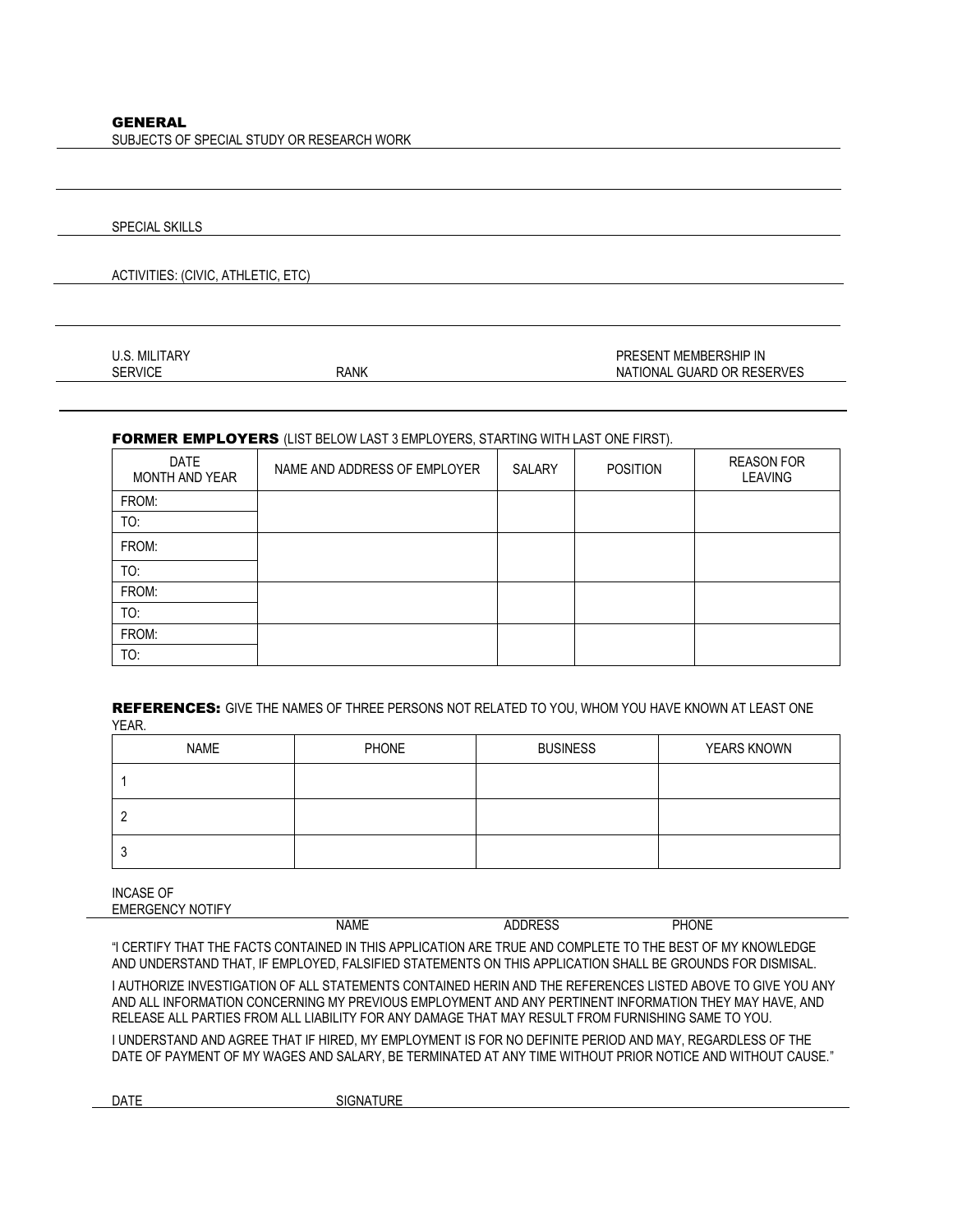## GENERAL

SUBJECTS OF SPECIAL STUDY OR RESEARCH WORK

SPECIAL SKILLS

ACTIVITIES: (CIVIC, ATHLETIC, ETC)

U.S. MILITARY SERVICE RANK PRESENT MEMBERSHIP IN NATIONAL GUARD OR RESERVES

## FORMER EMPLOYERS (LIST BELOW LAST 3 EMPLOYERS, STARTING WITH LAST ONE FIRST).

| DATE MONTH AND YEAR | NAME AND ADDRESS OF EMPLOYER | SALARY | POSITION | REASON FOR LEAVING |
|---|---|---|---|---|
| FROM: | | | | |
| TO: | | | | |
| FROM: | | | | |
| TO: | | | | |
| FROM: | | | | |
| TO: | | | | |
| FROM: | | | | |
| TO: | | | | |

## REFERENCES: GIVE THE NAMES OF THREE PERSONS NOT RELATED TO YOU, WHOM YOU HAVE KNOWN AT LEAST ONE YEAR.

| NAME | PHONE | BUSINESS | YEARS KNOWN |
|---|---|---|---|
| 1 | | | |
| 2 | | | |
| 3 | | | |

INCASE OF EMERGENCY NOTIFY

NAME ADDRESS PHONE

"I CERTIFY THAT THE FACTS CONTAINED IN THIS APPLICATION ARE TRUE AND COMPLETE TO THE BEST OF MY KNOWLEDGE AND UNDERSTAND THAT, IF EMPLOYED, FALSIFIED STATEMENTS ON THIS APPLICATION SHALL BE GROUNDS FOR DISMISAL.

I AUTHORIZE INVESTIGATION OF ALL STATEMENTS CONTAINED HERIN AND THE REFERENCES LISTED ABOVE TO GIVE YOU ANY AND ALL INFORMATION CONCERNING MY PREVIOUS EMPLOYMENT AND ANY PERTINENT INFORMATION THEY MAY HAVE, AND RELEASE ALL PARTIES FROM ALL LIABILITY FOR ANY DAMAGE THAT MAY RESULT FROM FURNISHING SAME TO YOU.

I UNDERSTAND AND AGREE THAT IF HIRED, MY EMPLOYMENT IS FOR NO DEFINITE PERIOD AND MAY, REGARDLESS OF THE DATE OF PAYMENT OF MY WAGES AND SALARY, BE TERMINATED AT ANY TIME WITHOUT PRIOR NOTICE AND WITHOUT CAUSE."

DATE SIGNATURE